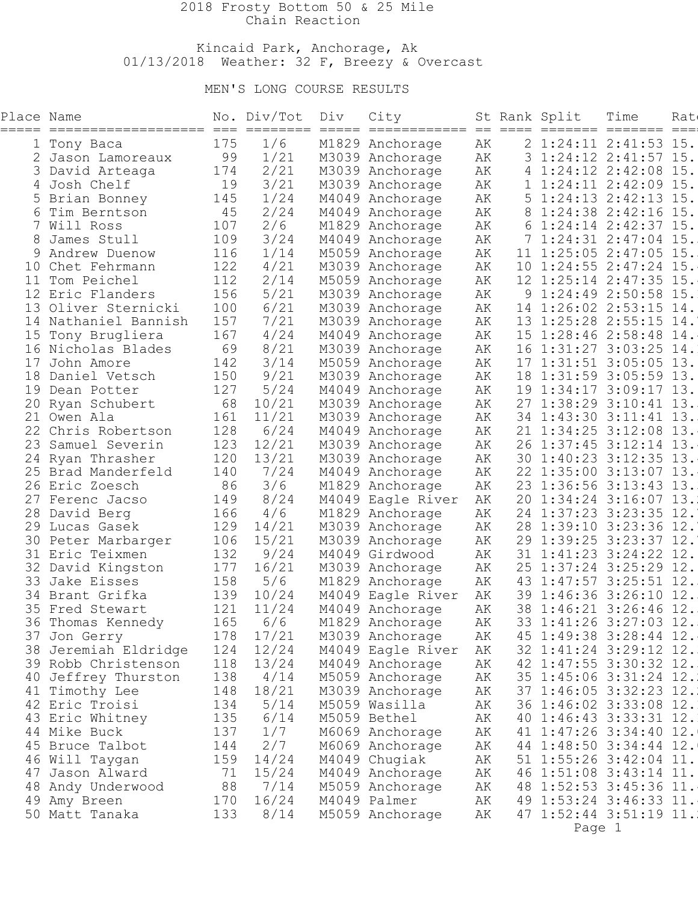# 2018 Frosty Bottom 50 & 25 Mile
## Chain Reaction

Kincaid Park, Anchorage, Ak
01/13/2018 Weather: 32 F, Breezy & Overcast

### MEN'S LONG COURSE RESULTS

| Place | Name | No. | Div/Tot | Div | City | St | Rank | Split | Time | Rate |
|---|---|---|---|---|---|---|---|---|---|---|
| 1 | Tony Baca | 175 | 1/6 | M1829 | Anchorage | AK | 2 | 1:24:11 | 2:41:53 | 15. |
| 2 | Jason Lamoreaux | 99 | 1/21 | M3039 | Anchorage | AK | 3 | 1:24:12 | 2:41:57 | 15. |
| 3 | David Arteaga | 174 | 2/21 | M3039 | Anchorage | AK | 4 | 1:24:12 | 2:42:08 | 15. |
| 4 | Josh Chelf | 19 | 3/21 | M3039 | Anchorage | AK | 1 | 1:24:11 | 2:42:09 | 15. |
| 5 | Brian Bonney | 145 | 1/24 | M4049 | Anchorage | AK | 5 | 1:24:13 | 2:42:13 | 15. |
| 6 | Tim Berntson | 45 | 2/24 | M4049 | Anchorage | AK | 8 | 1:24:38 | 2:42:16 | 15. |
| 7 | Will Ross | 107 | 2/6 | M1829 | Anchorage | AK | 6 | 1:24:14 | 2:42:37 | 15. |
| 8 | James Stull | 109 | 3/24 | M4049 | Anchorage | AK | 7 | 1:24:31 | 2:47:04 | 15. |
| 9 | Andrew Duenow | 116 | 1/14 | M5059 | Anchorage | AK | 11 | 1:25:05 | 2:47:05 | 15. |
| 10 | Chet Fehrmann | 122 | 4/21 | M3039 | Anchorage | AK | 10 | 1:24:55 | 2:47:24 | 15. |
| 11 | Tom Peichel | 112 | 2/14 | M5059 | Anchorage | AK | 12 | 1:25:14 | 2:47:35 | 15. |
| 12 | Eric Flanders | 156 | 5/21 | M3039 | Anchorage | AK | 9 | 1:24:49 | 2:50:58 | 15. |
| 13 | Oliver Sternicki | 100 | 6/21 | M3039 | Anchorage | AK | 14 | 1:26:02 | 2:53:15 | 14. |
| 14 | Nathaniel Bannish | 157 | 7/21 | M3039 | Anchorage | AK | 13 | 1:25:28 | 2:55:15 | 14. |
| 15 | Tony Brugliera | 167 | 4/24 | M4049 | Anchorage | AK | 15 | 1:28:46 | 2:58:48 | 14. |
| 16 | Nicholas Blades | 69 | 8/21 | M3039 | Anchorage | AK | 16 | 1:31:27 | 3:03:25 | 14. |
| 17 | John Amore | 142 | 3/14 | M5059 | Anchorage | AK | 17 | 1:31:51 | 3:05:05 | 13. |
| 18 | Daniel Vetsch | 150 | 9/21 | M3039 | Anchorage | AK | 18 | 1:31:59 | 3:05:59 | 13. |
| 19 | Dean Potter | 127 | 5/24 | M4049 | Anchorage | AK | 19 | 1:34:17 | 3:09:17 | 13. |
| 20 | Ryan Schubert | 68 | 10/21 | M3039 | Anchorage | AK | 27 | 1:38:29 | 3:10:41 | 13. |
| 21 | Owen Ala | 161 | 11/21 | M3039 | Anchorage | AK | 34 | 1:43:30 | 3:11:41 | 13. |
| 22 | Chris Robertson | 128 | 6/24 | M4049 | Anchorage | AK | 21 | 1:34:25 | 3:12:08 | 13. |
| 23 | Samuel Severin | 123 | 12/21 | M3039 | Anchorage | AK | 26 | 1:37:45 | 3:12:14 | 13. |
| 24 | Ryan Thrasher | 120 | 13/21 | M3039 | Anchorage | AK | 30 | 1:40:23 | 3:12:35 | 13. |
| 25 | Brad Manderfeld | 140 | 7/24 | M4049 | Anchorage | AK | 22 | 1:35:00 | 3:13:07 | 13. |
| 26 | Eric Zoesch | 86 | 3/6 | M1829 | Anchorage | AK | 23 | 1:36:56 | 3:13:43 | 13. |
| 27 | Ferenc Jacso | 149 | 8/24 | M4049 | Eagle River | AK | 20 | 1:34:24 | 3:16:07 | 13. |
| 28 | David Berg | 166 | 4/6 | M1829 | Anchorage | AK | 24 | 1:37:23 | 3:23:35 | 12. |
| 29 | Lucas Gasek | 129 | 14/21 | M3039 | Anchorage | AK | 28 | 1:39:10 | 3:23:36 | 12. |
| 30 | Peter Marbarger | 106 | 15/21 | M3039 | Anchorage | AK | 29 | 1:39:25 | 3:23:37 | 12. |
| 31 | Eric Teixmen | 132 | 9/24 | M4049 | Girdwood | AK | 31 | 1:41:23 | 3:24:22 | 12. |
| 32 | David Kingston | 177 | 16/21 | M3039 | Anchorage | AK | 25 | 1:37:24 | 3:25:29 | 12. |
| 33 | Jake Eisses | 158 | 5/6 | M1829 | Anchorage | AK | 43 | 1:47:57 | 3:25:51 | 12. |
| 34 | Brant Grifka | 139 | 10/24 | M4049 | Eagle River | AK | 39 | 1:46:36 | 3:26:10 | 12. |
| 35 | Fred Stewart | 121 | 11/24 | M4049 | Anchorage | AK | 38 | 1:46:21 | 3:26:46 | 12. |
| 36 | Thomas Kennedy | 165 | 6/6 | M1829 | Anchorage | AK | 33 | 1:41:26 | 3:27:03 | 12. |
| 37 | Jon Gerry | 178 | 17/21 | M3039 | Anchorage | AK | 45 | 1:49:38 | 3:28:44 | 12. |
| 38 | Jeremiah Eldridge | 124 | 12/24 | M4049 | Eagle River | AK | 32 | 1:41:24 | 3:29:12 | 12. |
| 39 | Robb Christenson | 118 | 13/24 | M4049 | Anchorage | AK | 42 | 1:47:55 | 3:30:32 | 12. |
| 40 | Jeffrey Thurston | 138 | 4/14 | M5059 | Anchorage | AK | 35 | 1:45:06 | 3:31:24 | 12. |
| 41 | Timothy Lee | 148 | 18/21 | M3039 | Anchorage | AK | 37 | 1:46:05 | 3:32:23 | 12. |
| 42 | Eric Troisi | 134 | 5/14 | M5059 | Wasilla | AK | 36 | 1:46:02 | 3:33:08 | 12. |
| 43 | Eric Whitney | 135 | 6/14 | M5059 | Bethel | AK | 40 | 1:46:43 | 3:33:31 | 12. |
| 44 | Mike Buck | 137 | 1/7 | M6069 | Anchorage | AK | 41 | 1:47:26 | 3:34:40 | 12. |
| 45 | Bruce Talbot | 144 | 2/7 | M6069 | Anchorage | AK | 44 | 1:48:50 | 3:34:44 | 12. |
| 46 | Will Taygan | 159 | 14/24 | M4049 | Chugiak | AK | 51 | 1:55:26 | 3:42:04 | 11. |
| 47 | Jason Alward | 71 | 15/24 | M4049 | Anchorage | AK | 46 | 1:51:08 | 3:43:14 | 11. |
| 48 | Andy Underwood | 88 | 7/14 | M5059 | Anchorage | AK | 48 | 1:52:53 | 3:45:36 | 11. |
| 49 | Amy Breen | 170 | 16/24 | M4049 | Palmer | AK | 49 | 1:53:24 | 3:46:33 | 11. |
| 50 | Matt Tanaka | 133 | 8/14 | M5059 | Anchorage | AK | 47 | 1:52:44 | 3:51:19 | 11. |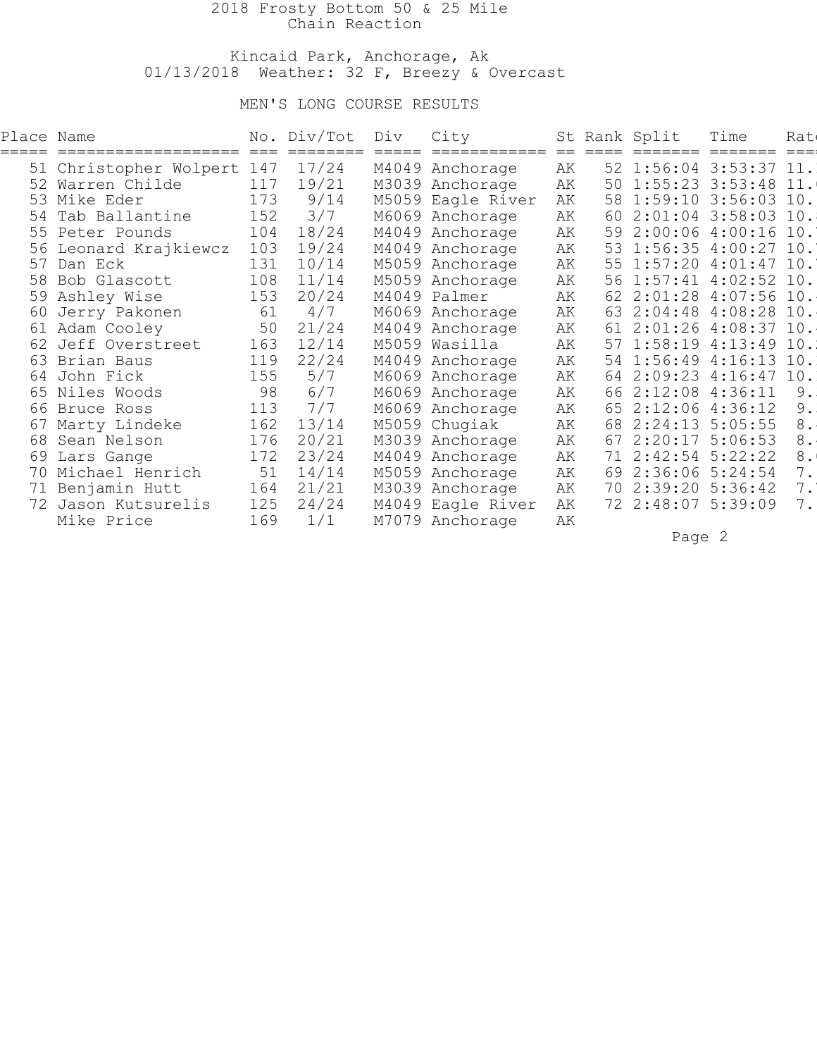2018 Frosty Bottom 50 & 25 Mile
Chain Reaction

Kincaid Park, Anchorage, Ak
01/13/2018 Weather: 32 F, Breezy & Overcast

MEN'S LONG COURSE RESULTS

| Place | Name | No. | Div/Tot | Div | City | St | Rank | Split | Time | Rat |
|---|---|---|---|---|---|---|---|---|---|---|
| 51 | Christopher Wolpert | 147 | 17/24 | M4049 | Anchorage | AK | 52 | 1:56:04 | 3:53:37 | 11. |
| 52 | Warren Childe | 117 | 19/21 | M3039 | Anchorage | AK | 50 | 1:55:23 | 3:53:48 | 11. |
| 53 | Mike Eder | 173 | 9/14 | M5059 | Eagle River | AK | 58 | 1:59:10 | 3:56:03 | 10. |
| 54 | Tab Ballantine | 152 | 3/7 | M6069 | Anchorage | AK | 60 | 2:01:04 | 3:58:03 | 10. |
| 55 | Peter Pounds | 104 | 18/24 | M4049 | Anchorage | AK | 59 | 2:00:06 | 4:00:16 | 10. |
| 56 | Leonard Krajkiewcz | 103 | 19/24 | M4049 | Anchorage | AK | 53 | 1:56:35 | 4:00:27 | 10. |
| 57 | Dan Eck | 131 | 10/14 | M5059 | Anchorage | AK | 55 | 1:57:20 | 4:01:47 | 10. |
| 58 | Bob Glascott | 108 | 11/14 | M5059 | Anchorage | AK | 56 | 1:57:41 | 4:02:52 | 10. |
| 59 | Ashley Wise | 153 | 20/24 | M4049 | Palmer | AK | 62 | 2:01:28 | 4:07:56 | 10. |
| 60 | Jerry Pakonen | 61 | 4/7 | M6069 | Anchorage | AK | 63 | 2:04:48 | 4:08:28 | 10. |
| 61 | Adam Cooley | 50 | 21/24 | M4049 | Anchorage | AK | 61 | 2:01:26 | 4:08:37 | 10. |
| 62 | Jeff Overstreet | 163 | 12/14 | M5059 | Wasilla | AK | 57 | 1:58:19 | 4:13:49 | 10. |
| 63 | Brian Baus | 119 | 22/24 | M4049 | Anchorage | AK | 54 | 1:56:49 | 4:16:13 | 10. |
| 64 | John Fick | 155 | 5/7 | M6069 | Anchorage | AK | 64 | 2:09:23 | 4:16:47 | 10. |
| 65 | Niles Woods | 98 | 6/7 | M6069 | Anchorage | AK | 66 | 2:12:08 | 4:36:11 | 9. |
| 66 | Bruce Ross | 113 | 7/7 | M6069 | Anchorage | AK | 65 | 2:12:06 | 4:36:12 | 9. |
| 67 | Marty Lindeke | 162 | 13/14 | M5059 | Chugiak | AK | 68 | 2:24:13 | 5:05:55 | 8. |
| 68 | Sean Nelson | 176 | 20/21 | M3039 | Anchorage | AK | 67 | 2:20:17 | 5:06:53 | 8. |
| 69 | Lars Gange | 172 | 23/24 | M4049 | Anchorage | AK | 71 | 2:42:54 | 5:22:22 | 8. |
| 70 | Michael Henrich | 51 | 14/14 | M5059 | Anchorage | AK | 69 | 2:36:06 | 5:24:54 | 7. |
| 71 | Benjamin Hutt | 164 | 21/21 | M3039 | Anchorage | AK | 70 | 2:39:20 | 5:36:42 | 7. |
| 72 | Jason Kutsurelis | 125 | 24/24 | M4049 | Eagle River | AK | 72 | 2:48:07 | 5:39:09 | 7. |
| | Mike Price | 169 | 1/1 | M7079 | Anchorage | AK | | | | |